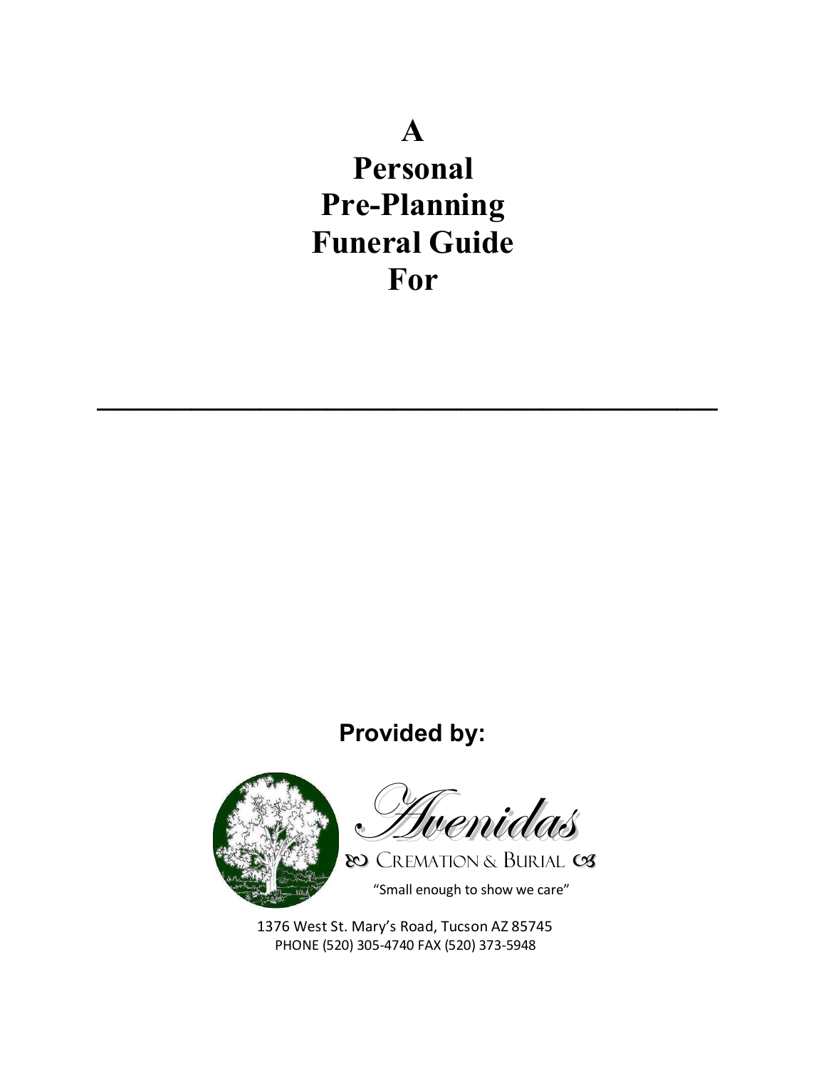# A Personal Pre-Planning Funeral Guide For

\_\_\_\_\_\_\_\_\_\_\_\_\_\_\_\_\_\_\_\_\_\_\_\_\_\_\_\_\_\_\_\_\_\_\_\_\_\_\_\_

**Provided by:**

Avenidas

Cremation & Burial

"Small enough to show we care"

1376 West St. Mary's Road, Tucson AZ 85745
PHONE (520) 305-4740 FAX (520) 373-5948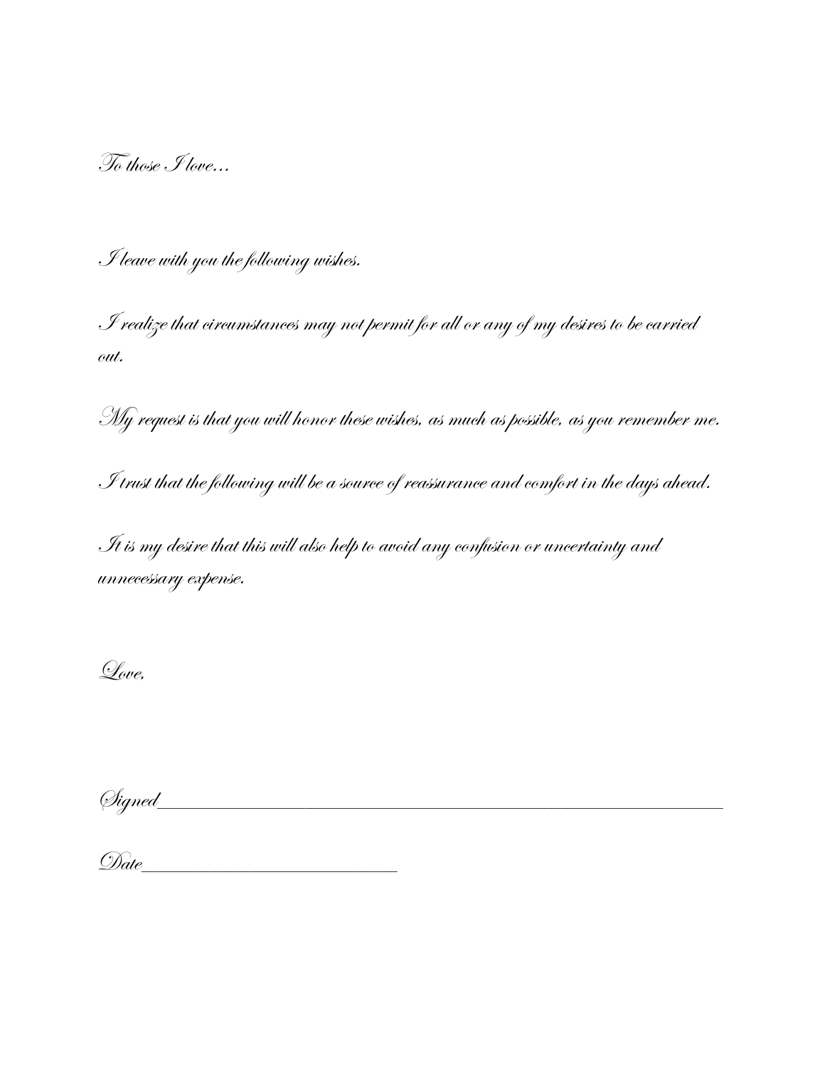*To those I love…*

*I leave with you the following wishes.*

*I realize that circumstances may not permit for all or any of my desires to be carried out.*

*My request is that you will honor these wishes, as much as possible, as you remember me.*

*I trust that the following will be a source of reassurance and comfort in the days ahead.*

*It is my desire that this will also help to avoid any confusion or uncertainty and unnecessary expense.*

*Love,*

*Signed*_______________________________________________________________

*Date*___________________________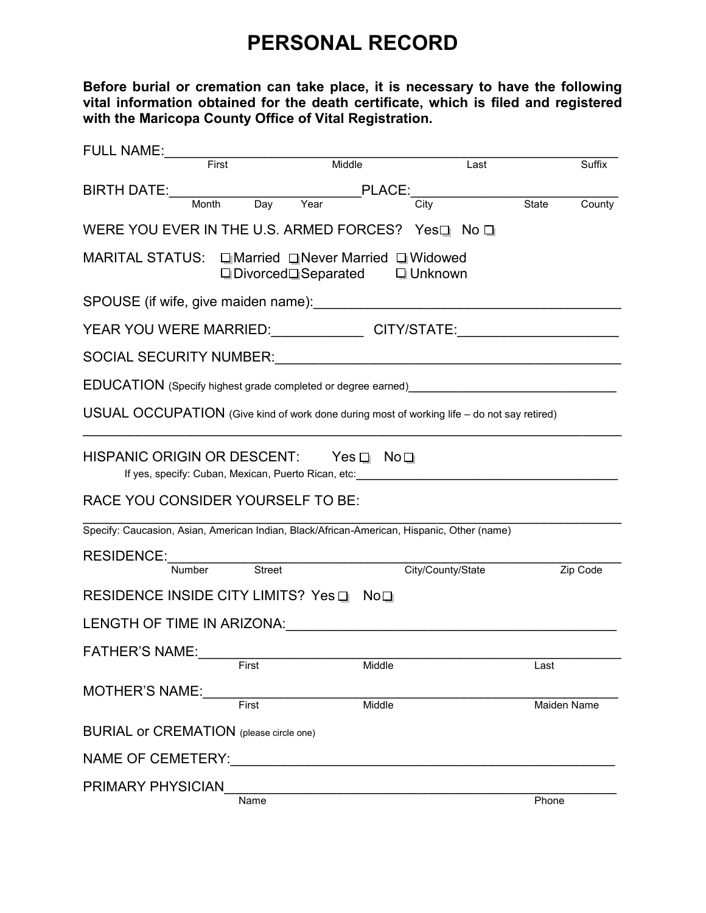# PERSONAL RECORD

**Before burial or cremation can take place, it is necessary to have the following vital information obtained for the death certificate, which is filed and registered with the Maricopa County Office of Vital Registration.**

FULL NAME:_____________________________________________________________
First Middle Last Suffix

BIRTH DATE:_________________________PLACE:___________________________
Month Day Year City State County

WERE YOU EVER IN THE U.S. ARMED FORCES? Yes ☐ No ☐

MARITAL STATUS: ☐ Married ☐ Never Married ☐ Widowed
☐ Divorced ☐ Separated ☐ Unknown

SPOUSE (if wife, give maiden name):_______________________________________

YEAR YOU WERE MARRIED:____________ CITY/STATE:_____________________

SOCIAL SECURITY NUMBER:______________________________________________

EDUCATION (Specify highest grade completed or degree earned)______________________________

USUAL OCCUPATION (Give kind of work done during most of working life – do not say retired)

_______________________________________________________________________

HISPANIC ORIGIN OR DESCENT: Yes ☐ No ☐
If yes, specify: Cuban, Mexican, Puerto Rican, etc:_________________________________________

RACE YOU CONSIDER YOURSELF TO BE:

_______________________________________________________________________
Specify: Caucasion, Asian, American Indian, Black/African-American, Hispanic, Other (name)

RESIDENCE:____________________________________________________________
Number Street City/County/State Zip Code

RESIDENCE INSIDE CITY LIMITS? Yes ☐ No ☐

LENGTH OF TIME IN ARIZONA:___________________________________________

FATHER'S NAME:_________________________________________________________
First Middle Last

MOTHER'S NAME:________________________________________________________
First Middle Maiden Name

BURIAL or CREMATION (please circle one)

NAME OF CEMETERY:___________________________________________________

PRIMARY PHYSICIAN______________________________________________________
Name Phone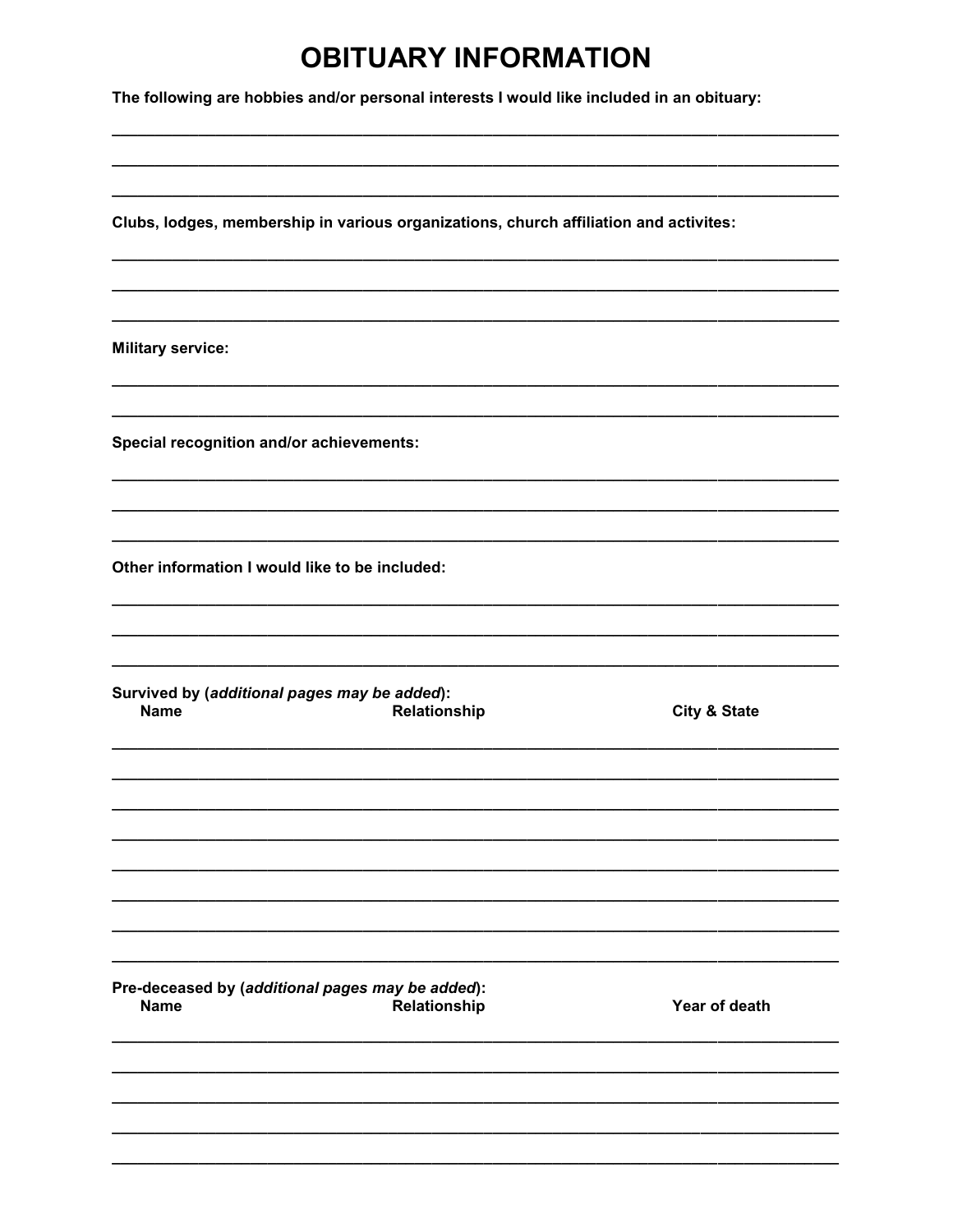# OBITUARY INFORMATION

**The following are hobbies and/or personal interests I would like included in an obituary:**

\_\_\_\_\_\_\_\_\_\_\_\_\_\_\_\_\_\_\_\_\_\_\_\_\_\_\_\_\_\_\_\_\_\_\_\_\_\_\_\_\_\_\_\_\_\_\_\_\_\_\_\_\_\_\_\_\_\_\_\_\_\_\_\_\_\_\_\_\_\_\_\_\_\_\_\_

\_\_\_\_\_\_\_\_\_\_\_\_\_\_\_\_\_\_\_\_\_\_\_\_\_\_\_\_\_\_\_\_\_\_\_\_\_\_\_\_\_\_\_\_\_\_\_\_\_\_\_\_\_\_\_\_\_\_\_\_\_\_\_\_\_\_\_\_\_\_\_\_\_\_\_\_

\_\_\_\_\_\_\_\_\_\_\_\_\_\_\_\_\_\_\_\_\_\_\_\_\_\_\_\_\_\_\_\_\_\_\_\_\_\_\_\_\_\_\_\_\_\_\_\_\_\_\_\_\_\_\_\_\_\_\_\_\_\_\_\_\_\_\_\_\_\_\_\_\_\_\_\_

**Clubs, lodges, membership in various organizations, church affiliation and activites:**

\_\_\_\_\_\_\_\_\_\_\_\_\_\_\_\_\_\_\_\_\_\_\_\_\_\_\_\_\_\_\_\_\_\_\_\_\_\_\_\_\_\_\_\_\_\_\_\_\_\_\_\_\_\_\_\_\_\_\_\_\_\_\_\_\_\_\_\_\_\_\_\_\_\_\_\_

\_\_\_\_\_\_\_\_\_\_\_\_\_\_\_\_\_\_\_\_\_\_\_\_\_\_\_\_\_\_\_\_\_\_\_\_\_\_\_\_\_\_\_\_\_\_\_\_\_\_\_\_\_\_\_\_\_\_\_\_\_\_\_\_\_\_\_\_\_\_\_\_\_\_\_\_

\_\_\_\_\_\_\_\_\_\_\_\_\_\_\_\_\_\_\_\_\_\_\_\_\_\_\_\_\_\_\_\_\_\_\_\_\_\_\_\_\_\_\_\_\_\_\_\_\_\_\_\_\_\_\_\_\_\_\_\_\_\_\_\_\_\_\_\_\_\_\_\_\_\_\_\_

**Military service:**

\_\_\_\_\_\_\_\_\_\_\_\_\_\_\_\_\_\_\_\_\_\_\_\_\_\_\_\_\_\_\_\_\_\_\_\_\_\_\_\_\_\_\_\_\_\_\_\_\_\_\_\_\_\_\_\_\_\_\_\_\_\_\_\_\_\_\_\_\_\_\_\_\_\_\_\_

\_\_\_\_\_\_\_\_\_\_\_\_\_\_\_\_\_\_\_\_\_\_\_\_\_\_\_\_\_\_\_\_\_\_\_\_\_\_\_\_\_\_\_\_\_\_\_\_\_\_\_\_\_\_\_\_\_\_\_\_\_\_\_\_\_\_\_\_\_\_\_\_\_\_\_\_

**Special recognition and/or achievements:**

\_\_\_\_\_\_\_\_\_\_\_\_\_\_\_\_\_\_\_\_\_\_\_\_\_\_\_\_\_\_\_\_\_\_\_\_\_\_\_\_\_\_\_\_\_\_\_\_\_\_\_\_\_\_\_\_\_\_\_\_\_\_\_\_\_\_\_\_\_\_\_\_\_\_\_\_

\_\_\_\_\_\_\_\_\_\_\_\_\_\_\_\_\_\_\_\_\_\_\_\_\_\_\_\_\_\_\_\_\_\_\_\_\_\_\_\_\_\_\_\_\_\_\_\_\_\_\_\_\_\_\_\_\_\_\_\_\_\_\_\_\_\_\_\_\_\_\_\_\_\_\_\_

\_\_\_\_\_\_\_\_\_\_\_\_\_\_\_\_\_\_\_\_\_\_\_\_\_\_\_\_\_\_\_\_\_\_\_\_\_\_\_\_\_\_\_\_\_\_\_\_\_\_\_\_\_\_\_\_\_\_\_\_\_\_\_\_\_\_\_\_\_\_\_\_\_\_\_\_

**Other information I would like to be included:**

\_\_\_\_\_\_\_\_\_\_\_\_\_\_\_\_\_\_\_\_\_\_\_\_\_\_\_\_\_\_\_\_\_\_\_\_\_\_\_\_\_\_\_\_\_\_\_\_\_\_\_\_\_\_\_\_\_\_\_\_\_\_\_\_\_\_\_\_\_\_\_\_\_\_\_\_

\_\_\_\_\_\_\_\_\_\_\_\_\_\_\_\_\_\_\_\_\_\_\_\_\_\_\_\_\_\_\_\_\_\_\_\_\_\_\_\_\_\_\_\_\_\_\_\_\_\_\_\_\_\_\_\_\_\_\_\_\_\_\_\_\_\_\_\_\_\_\_\_\_\_\_\_

\_\_\_\_\_\_\_\_\_\_\_\_\_\_\_\_\_\_\_\_\_\_\_\_\_\_\_\_\_\_\_\_\_\_\_\_\_\_\_\_\_\_\_\_\_\_\_\_\_\_\_\_\_\_\_\_\_\_\_\_\_\_\_\_\_\_\_\_\_\_\_\_\_\_\_\_

**Survived by (*additional pages may be added*):**

| Name | Relationship | City & State |
|---|---|---|
| | | |
| | | |
| | | |
| | | |
| | | |
| | | |
| | | |
| | | |

**Pre-deceased by (*additional pages may be added*):**

| Name | Relationship | Year of death |
|---|---|---|
| | | |
| | | |
| | | |
| | | |
| | | |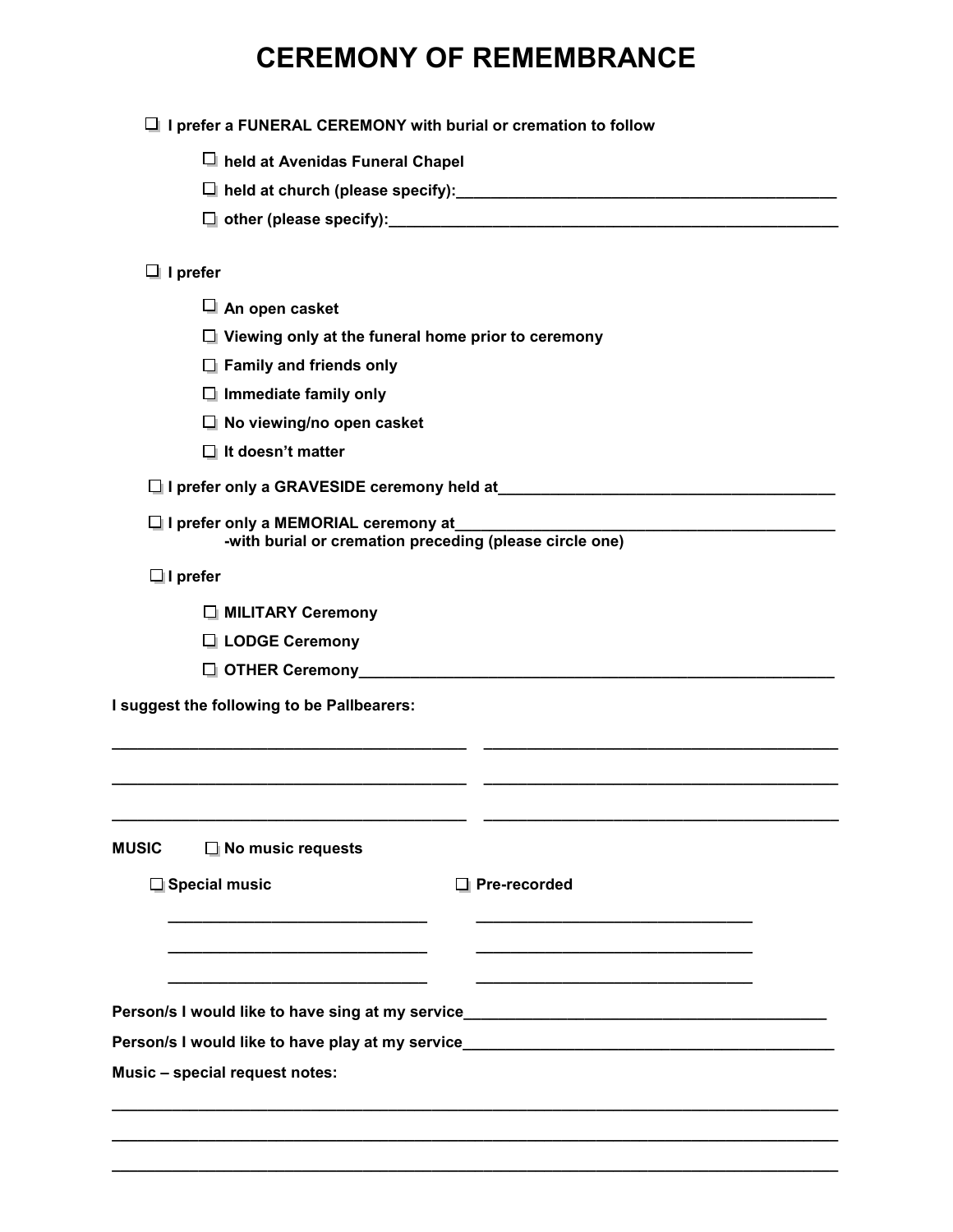# CEREMONY OF REMEMBRANCE

- ☐ **I prefer a FUNERAL CEREMONY with burial or cremation to follow**
  - ☐ **held at Avenidas Funeral Chapel**
  - ☐ **held at church (please specify):**_____________________________________________
  - ☐ **other (please specify):**_____________________________________________________

- ☐ **I prefer**
  - ☐ **An open casket**
  - ☐ **Viewing only at the funeral home prior to ceremony**
  - ☐ **Family and friends only**
  - ☐ **Immediate family only**
  - ☐ **No viewing/no open casket**
  - ☐ **It doesn't matter**

- ☐ **I prefer only a GRAVESIDE ceremony held at**_______________________________________

- ☐ **I prefer only a MEMORIAL ceremony at**____________________________________________
  **-with burial or cremation preceding (please circle one)**

- ☐ **I prefer**
  - ☐ **MILITARY Ceremony**
  - ☐ **LODGE Ceremony**
  - ☐ **OTHER Ceremony**_______________________________________________________

**I suggest the following to be Pallbearers:**

________________________________________ ________________________________________

________________________________________ ________________________________________

________________________________________ ________________________________________

**MUSIC** ☐ **No music requests**

☐ **Special music** ☐ **Pre-recorded**

______________________________ ______________________________

______________________________ ______________________________

______________________________ ______________________________

**Person/s I would like to have sing at my service**__________________________________________

**Person/s I would like to have play at my service**___________________________________________

**Music – special request notes:**

_____________________________________________________________________________________

_____________________________________________________________________________________

_____________________________________________________________________________________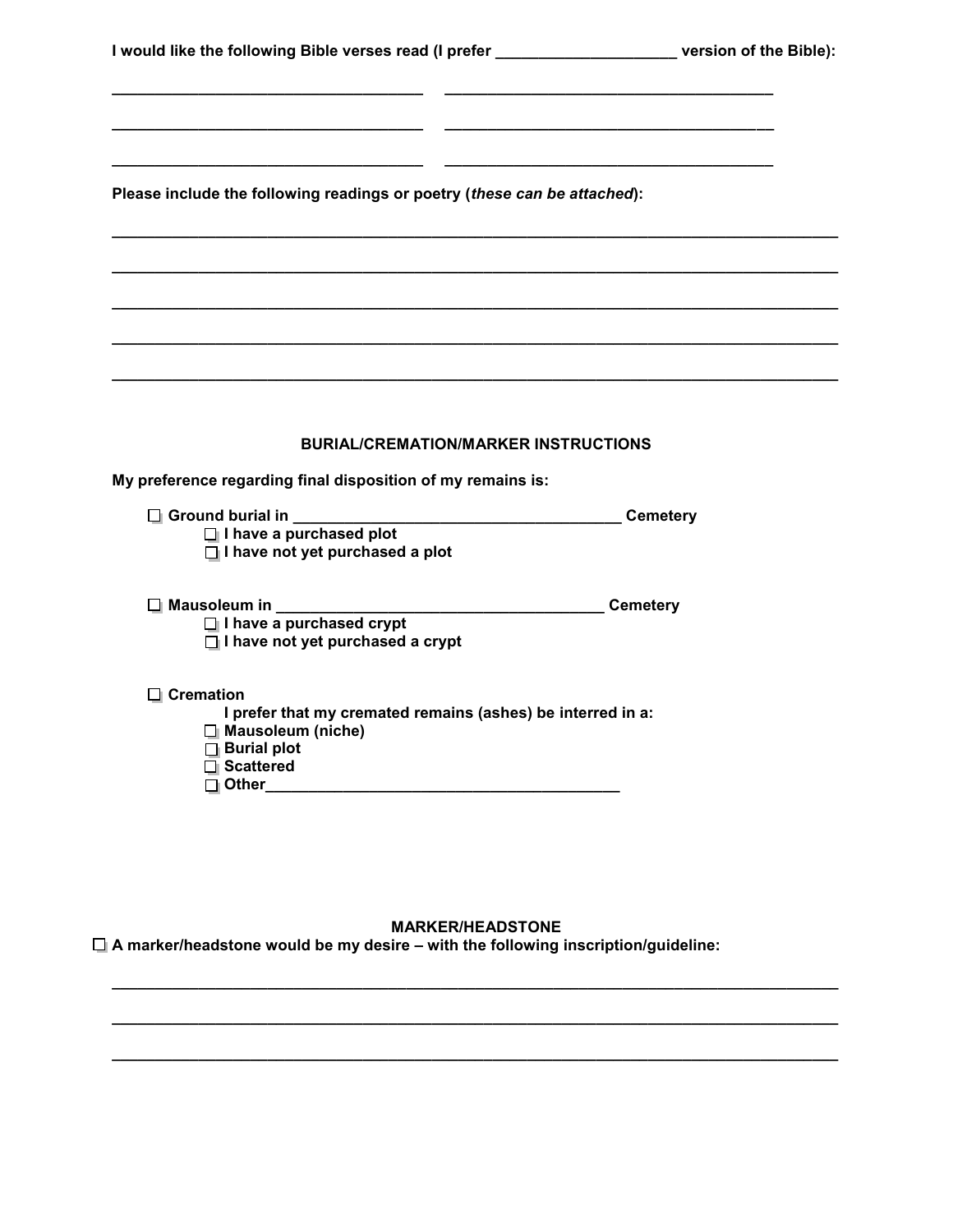**I would like the following Bible verses read (I prefer ____________________ version of the Bible):**

___________________________________ ___________________________________

___________________________________ ___________________________________

___________________________________ ___________________________________

**Please include the following readings or poetry (*these can be attached*):**

________________________________________________________________________________

________________________________________________________________________________

________________________________________________________________________________

________________________________________________________________________________

________________________________________________________________________________

## BURIAL/CREMATION/MARKER INSTRUCTIONS

**My preference regarding final disposition of my remains is:**

- ☐ **Ground burial in ______________________________________ Cemetery**
  - ☐ **I have a purchased plot**
  - ☐ **I have not yet purchased a plot**

- ☐ **Mausoleum in ______________________________________ Cemetery**
  - ☐ **I have a purchased crypt**
  - ☐ **I have not yet purchased a crypt**

- ☐ **Cremation**
  - **I prefer that my cremated remains (ashes) be interred in a:**
  - ☐ **Mausoleum (niche)**
  - ☐ **Burial plot**
  - ☐ **Scattered**
  - ☐ **Other________________________________________**

## MARKER/HEADSTONE

☐ **A marker/headstone would be my desire – with the following inscription/guideline:**

________________________________________________________________________________

________________________________________________________________________________

________________________________________________________________________________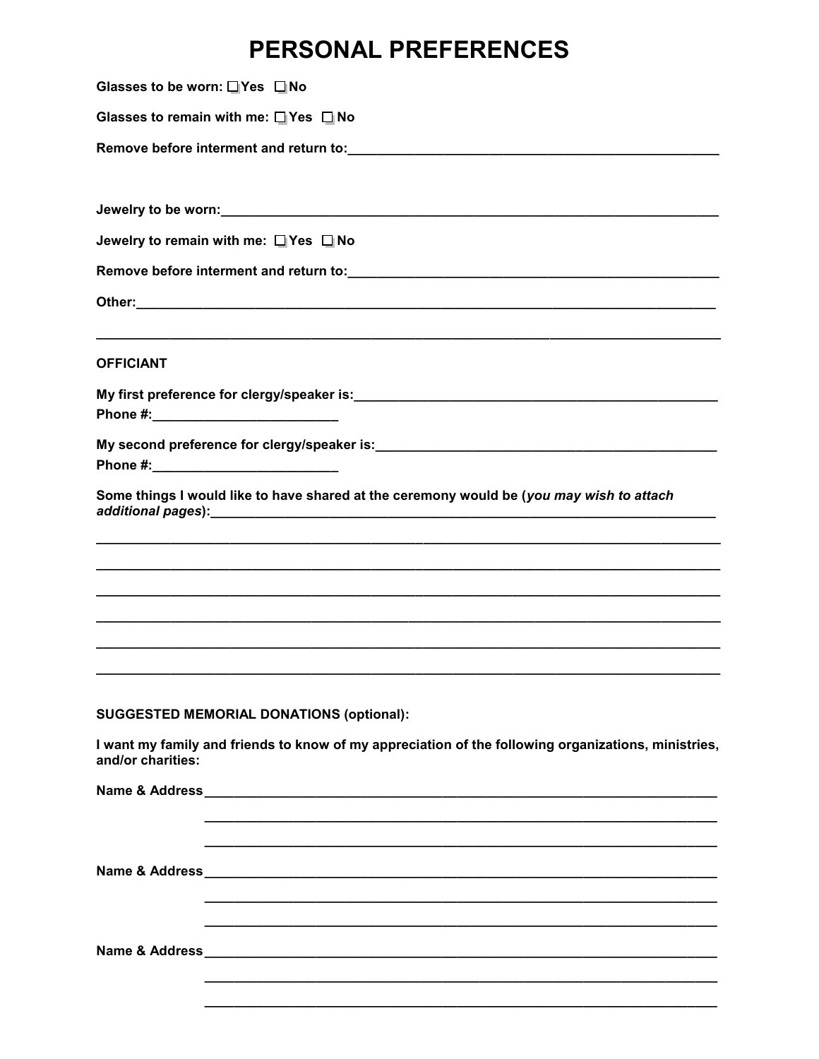# PERSONAL PREFERENCES

**Glasses to be worn:** ☐ **Yes** ☐ **No**

**Glasses to remain with me:** ☐ **Yes** ☐ **No**

**Remove before interment and return to:**____________________________________________________

**Jewelry to be worn:**____________________________________________________________________

**Jewelry to remain with me:** ☐ **Yes** ☐ **No**

**Remove before interment and return to:**____________________________________________________

**Other:**_________________________________________________________________________________

__________________________________________________________________________________________

**OFFICIANT**

**My first preference for clergy/speaker is:**_________________________________________________

**Phone #:**_________________________

**My second preference for clergy/speaker is:**_______________________________________________

**Phone #:**_________________________

**Some things I would like to have shared at the ceremony would be (*you may wish to attach additional pages*):**_____________________________________________________________________

__________________________________________________________________________________________

__________________________________________________________________________________________

__________________________________________________________________________________________

__________________________________________________________________________________________

__________________________________________________________________________________________

__________________________________________________________________________________________

**SUGGESTED MEMORIAL DONATIONS (optional):**

**I want my family and friends to know of my appreciation of the following organizations, ministries, and/or charities:**

**Name & Address**_______________________________________________________________________

_______________________________________________________________________

_______________________________________________________________________

**Name & Address**_______________________________________________________________________

_______________________________________________________________________

_______________________________________________________________________

**Name & Address**_______________________________________________________________________

_______________________________________________________________________

_______________________________________________________________________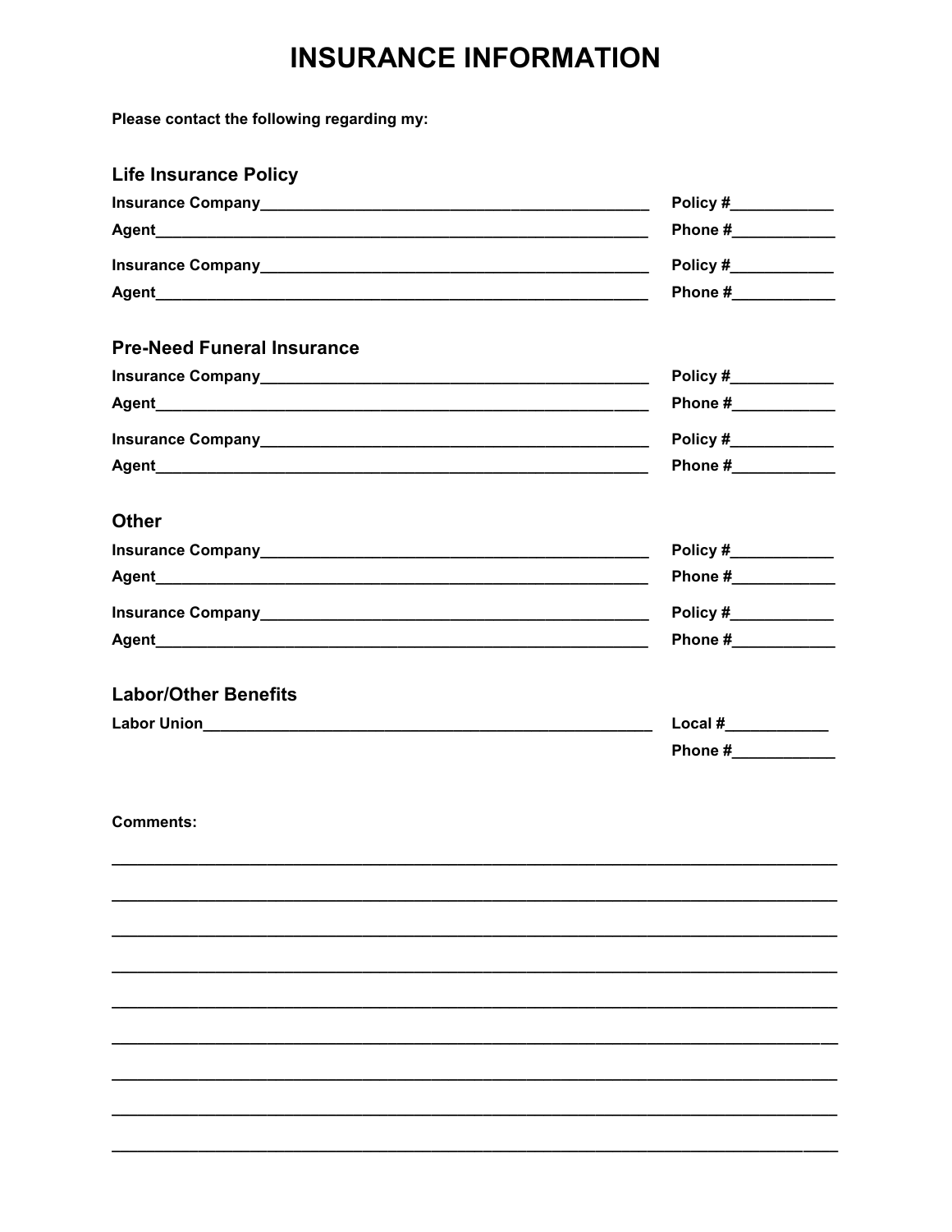# INSURANCE INFORMATION

**Please contact the following regarding my:**

## Life Insurance Policy

**Insurance Company**_____________________________________________ **Policy #**___________

**Agent**________________________________________________________ **Phone #**___________

**Insurance Company**_____________________________________________ **Policy #**___________

**Agent**________________________________________________________ **Phone #**___________

## Pre-Need Funeral Insurance

**Insurance Company**_____________________________________________ **Policy #**___________

**Agent**________________________________________________________ **Phone #**___________

**Insurance Company**_____________________________________________ **Policy #**___________

**Agent**________________________________________________________ **Phone #**___________

## Other

**Insurance Company**_____________________________________________ **Policy #**___________

**Agent**________________________________________________________ **Phone #**___________

**Insurance Company**_____________________________________________ **Policy #**___________

**Agent**________________________________________________________ **Phone #**___________

## Labor/Other Benefits

**Labor Union**___________________________________________________ **Local #**___________

**Phone #**___________

**Comments:**

_________________________________________________________________________________

_________________________________________________________________________________

_________________________________________________________________________________

_________________________________________________________________________________

_________________________________________________________________________________

_________________________________________________________________________________

_________________________________________________________________________________

_________________________________________________________________________________

_________________________________________________________________________________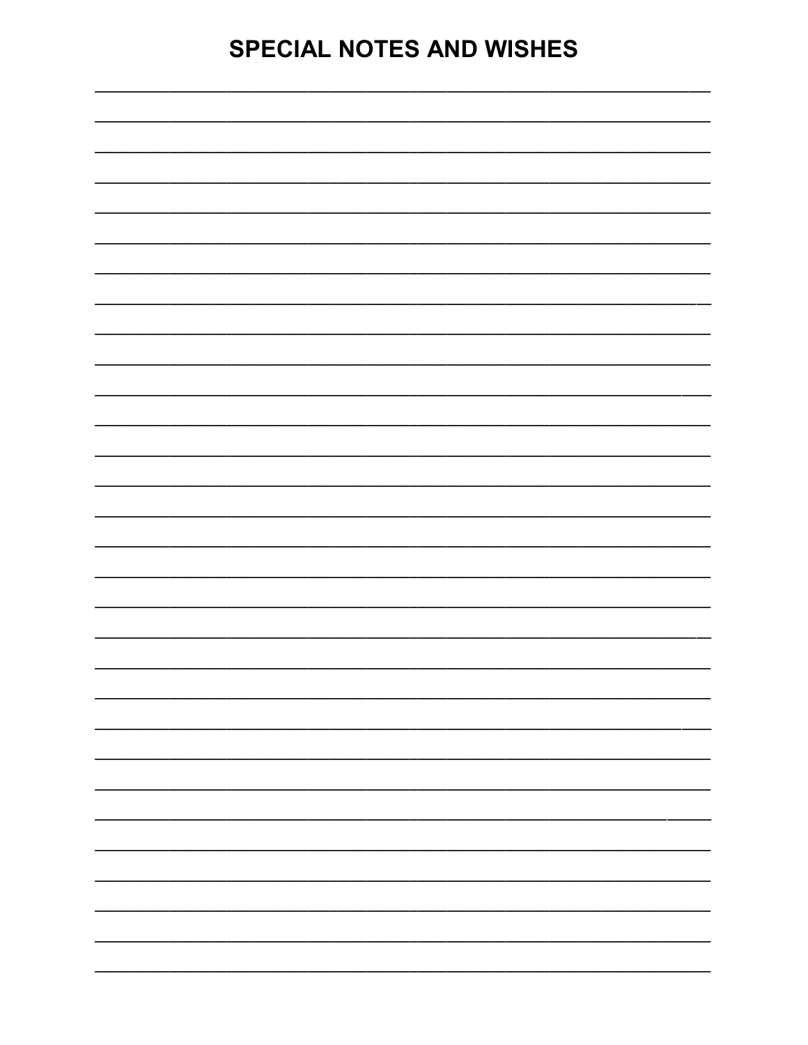# SPECIAL NOTES AND WISHES

______________________________________________________________________

______________________________________________________________________

______________________________________________________________________

______________________________________________________________________

______________________________________________________________________

______________________________________________________________________

______________________________________________________________________

______________________________________________________________________

______________________________________________________________________

______________________________________________________________________

______________________________________________________________________

______________________________________________________________________

______________________________________________________________________

______________________________________________________________________

______________________________________________________________________

______________________________________________________________________

______________________________________________________________________

______________________________________________________________________

______________________________________________________________________

______________________________________________________________________

______________________________________________________________________

______________________________________________________________________

______________________________________________________________________

______________________________________________________________________

______________________________________________________________________

______________________________________________________________________

______________________________________________________________________

______________________________________________________________________

______________________________________________________________________

______________________________________________________________________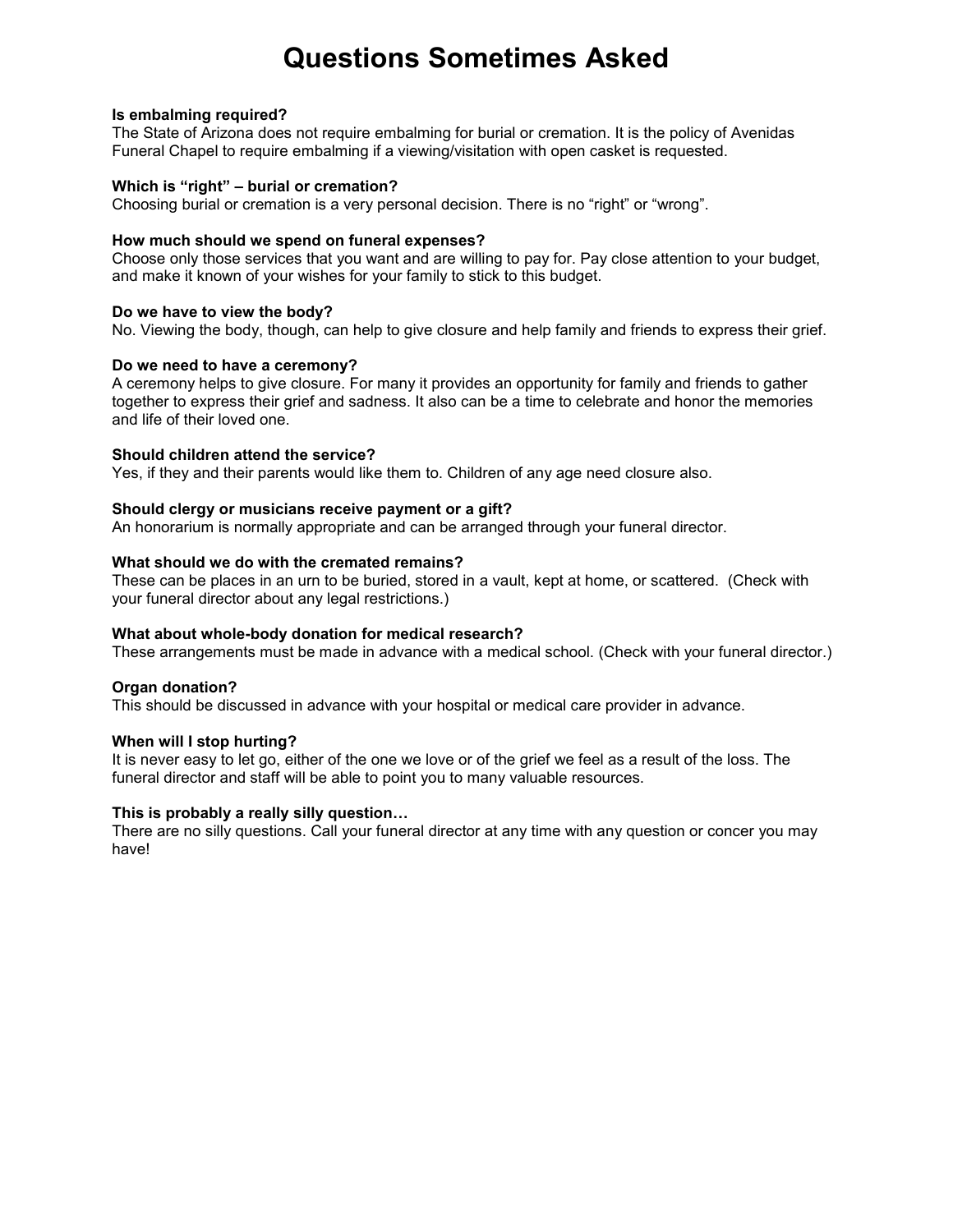# Questions Sometimes Asked

**Is embalming required?**
The State of Arizona does not require embalming for burial or cremation. It is the policy of Avenidas Funeral Chapel to require embalming if a viewing/visitation with open casket is requested.

**Which is "right" – burial or cremation?**
Choosing burial or cremation is a very personal decision. There is no "right" or "wrong".

**How much should we spend on funeral expenses?**
Choose only those services that you want and are willing to pay for. Pay close attention to your budget, and make it known of your wishes for your family to stick to this budget.

**Do we have to view the body?**
No. Viewing the body, though, can help to give closure and help family and friends to express their grief.

**Do we need to have a ceremony?**
A ceremony helps to give closure. For many it provides an opportunity for family and friends to gather together to express their grief and sadness. It also can be a time to celebrate and honor the memories and life of their loved one.

**Should children attend the service?**
Yes, if they and their parents would like them to. Children of any age need closure also.

**Should clergy or musicians receive payment or a gift?**
An honorarium is normally appropriate and can be arranged through your funeral director.

**What should we do with the cremated remains?**
These can be places in an urn to be buried, stored in a vault, kept at home, or scattered. (Check with your funeral director about any legal restrictions.)

**What about whole-body donation for medical research?**
These arrangements must be made in advance with a medical school. (Check with your funeral director.)

**Organ donation?**
This should be discussed in advance with your hospital or medical care provider in advance.

**When will I stop hurting?**
It is never easy to let go, either of the one we love or of the grief we feel as a result of the loss. The funeral director and staff will be able to point you to many valuable resources.

**This is probably a really silly question…**
There are no silly questions. Call your funeral director at any time with any question or concer you may have!